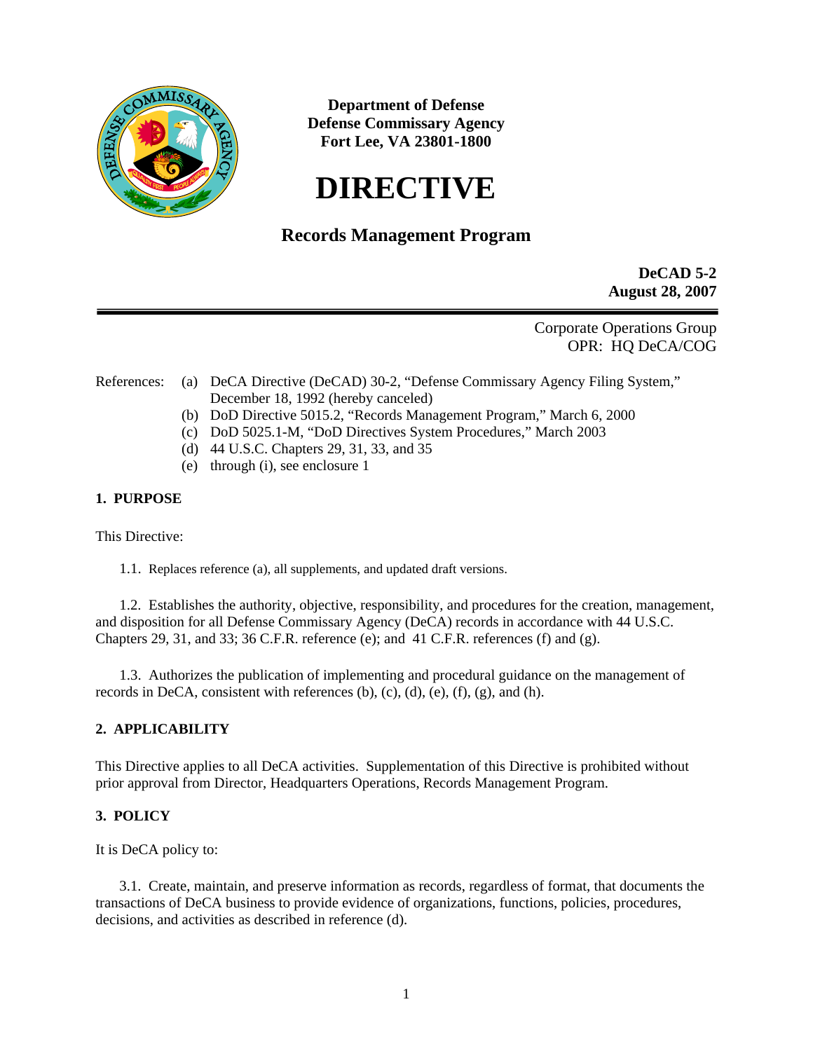**Department of Defense**
**Defense Commissary Agency**
**Fort Lee, VA 23801-1800**

# DIRECTIVE

## Records Management Program

**DeCAD 5-2**
**August 28, 2007**

Corporate Operations Group
OPR: HQ DeCA/COG

References:
- (a) DeCA Directive (DeCAD) 30-2, "Defense Commissary Agency Filing System," December 18, 1992 (hereby canceled)
- (b) DoD Directive 5015.2, "Records Management Program," March 6, 2000
- (c) DoD 5025.1-M, "DoD Directives System Procedures," March 2003
- (d) 44 U.S.C. Chapters 29, 31, 33, and 35
- (e) through (i), see enclosure 1

### 1. PURPOSE

This Directive:

1.1. Replaces reference (a), all supplements, and updated draft versions.

1.2. Establishes the authority, objective, responsibility, and procedures for the creation, management, and disposition for all Defense Commissary Agency (DeCA) records in accordance with 44 U.S.C. Chapters 29, 31, and 33; 36 C.F.R. reference (e); and 41 C.F.R. references (f) and (g).

1.3. Authorizes the publication of implementing and procedural guidance on the management of records in DeCA, consistent with references (b), (c), (d), (e), (f), (g), and (h).

### 2. APPLICABILITY

This Directive applies to all DeCA activities. Supplementation of this Directive is prohibited without prior approval from Director, Headquarters Operations, Records Management Program.

### 3. POLICY

It is DeCA policy to:

3.1. Create, maintain, and preserve information as records, regardless of format, that documents the transactions of DeCA business to provide evidence of organizations, functions, policies, procedures, decisions, and activities as described in reference (d).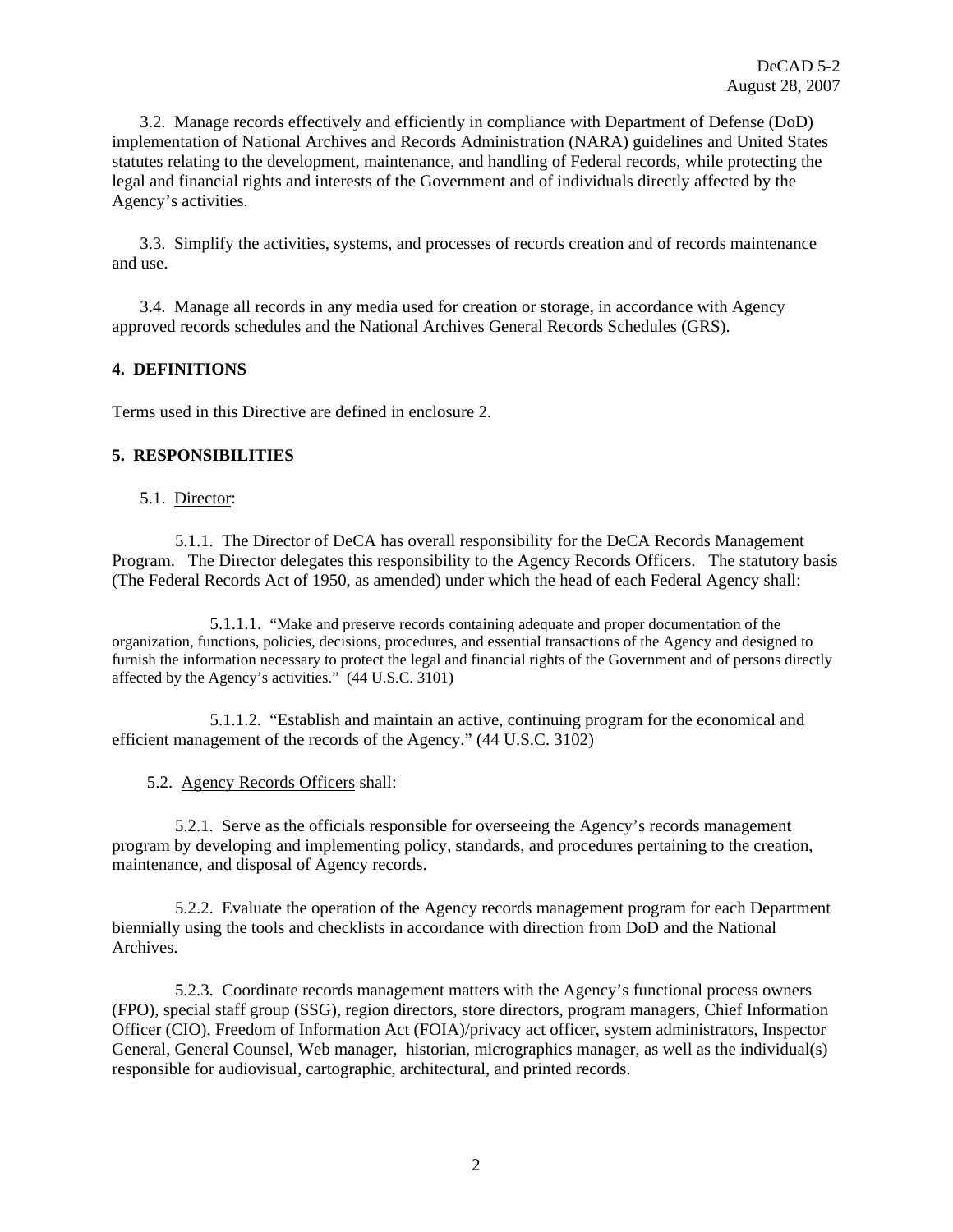3.2. Manage records effectively and efficiently in compliance with Department of Defense (DoD) implementation of National Archives and Records Administration (NARA) guidelines and United States statutes relating to the development, maintenance, and handling of Federal records, while protecting the legal and financial rights and interests of the Government and of individuals directly affected by the Agency's activities.

3.3. Simplify the activities, systems, and processes of records creation and of records maintenance and use.

3.4. Manage all records in any media used for creation or storage, in accordance with Agency approved records schedules and the National Archives General Records Schedules (GRS).

## 4. DEFINITIONS

Terms used in this Directive are defined in enclosure 2.

## 5. RESPONSIBILITIES

5.1. Director:

5.1.1. The Director of DeCA has overall responsibility for the DeCA Records Management Program. The Director delegates this responsibility to the Agency Records Officers. The statutory basis (The Federal Records Act of 1950, as amended) under which the head of each Federal Agency shall:

5.1.1.1. "Make and preserve records containing adequate and proper documentation of the organization, functions, policies, decisions, procedures, and essential transactions of the Agency and designed to furnish the information necessary to protect the legal and financial rights of the Government and of persons directly affected by the Agency's activities." (44 U.S.C. 3101)

5.1.1.2. "Establish and maintain an active, continuing program for the economical and efficient management of the records of the Agency." (44 U.S.C. 3102)

5.2. Agency Records Officers shall:

5.2.1. Serve as the officials responsible for overseeing the Agency's records management program by developing and implementing policy, standards, and procedures pertaining to the creation, maintenance, and disposal of Agency records.

5.2.2. Evaluate the operation of the Agency records management program for each Department biennially using the tools and checklists in accordance with direction from DoD and the National Archives.

5.2.3. Coordinate records management matters with the Agency's functional process owners (FPO), special staff group (SSG), region directors, store directors, program managers, Chief Information Officer (CIO), Freedom of Information Act (FOIA)/privacy act officer, system administrators, Inspector General, General Counsel, Web manager, historian, micrographics manager, as well as the individual(s) responsible for audiovisual, cartographic, architectural, and printed records.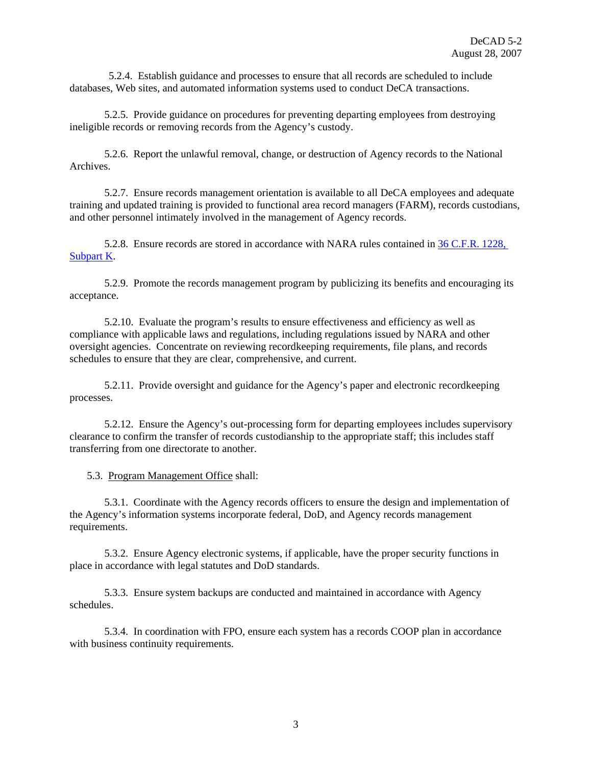5.2.4. Establish guidance and processes to ensure that all records are scheduled to include databases, Web sites, and automated information systems used to conduct DeCA transactions.

5.2.5. Provide guidance on procedures for preventing departing employees from destroying ineligible records or removing records from the Agency's custody.

5.2.6. Report the unlawful removal, change, or destruction of Agency records to the National Archives.

5.2.7. Ensure records management orientation is available to all DeCA employees and adequate training and updated training is provided to functional area record managers (FARM), records custodians, and other personnel intimately involved in the management of Agency records.

5.2.8. Ensure records are stored in accordance with NARA rules contained in [36 C.F.R. 1228, Subpart K](36 C.F.R. 1228, Subpart K).

5.2.9. Promote the records management program by publicizing its benefits and encouraging its acceptance.

5.2.10. Evaluate the program's results to ensure effectiveness and efficiency as well as compliance with applicable laws and regulations, including regulations issued by NARA and other oversight agencies. Concentrate on reviewing recordkeeping requirements, file plans, and records schedules to ensure that they are clear, comprehensive, and current.

5.2.11. Provide oversight and guidance for the Agency's paper and electronic recordkeeping processes.

5.2.12. Ensure the Agency's out-processing form for departing employees includes supervisory clearance to confirm the transfer of records custodianship to the appropriate staff; this includes staff transferring from one directorate to another.

5.3. Program Management Office shall:

5.3.1. Coordinate with the Agency records officers to ensure the design and implementation of the Agency's information systems incorporate federal, DoD, and Agency records management requirements.

5.3.2. Ensure Agency electronic systems, if applicable, have the proper security functions in place in accordance with legal statutes and DoD standards.

5.3.3. Ensure system backups are conducted and maintained in accordance with Agency schedules.

5.3.4. In coordination with FPO, ensure each system has a records COOP plan in accordance with business continuity requirements.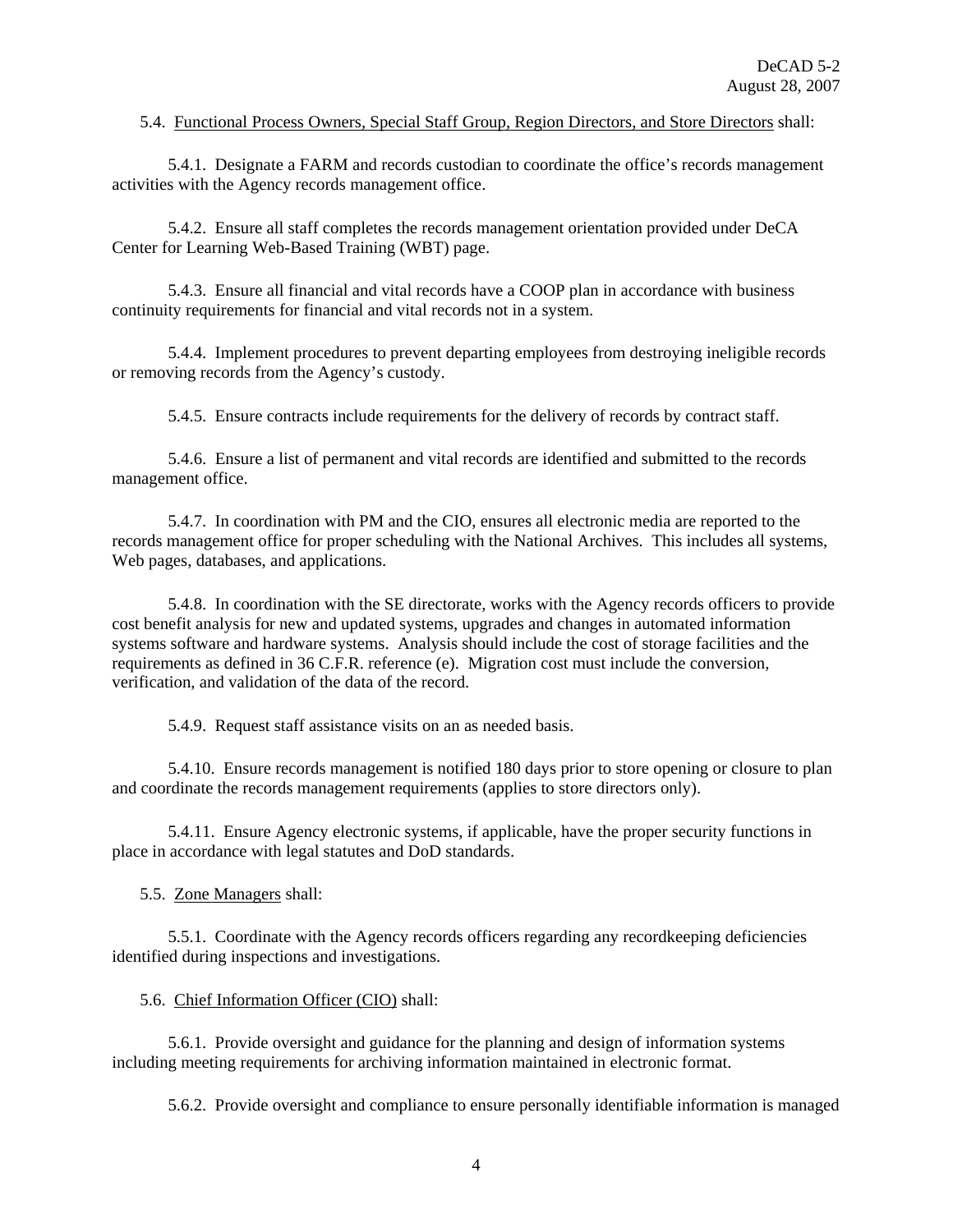5.4. <u>Functional Process Owners, Special Staff Group, Region Directors, and Store Directors</u> shall:

5.4.1. Designate a FARM and records custodian to coordinate the office's records management activities with the Agency records management office.

5.4.2. Ensure all staff completes the records management orientation provided under DeCA Center for Learning Web-Based Training (WBT) page.

5.4.3. Ensure all financial and vital records have a COOP plan in accordance with business continuity requirements for financial and vital records not in a system.

5.4.4. Implement procedures to prevent departing employees from destroying ineligible records or removing records from the Agency's custody.

5.4.5. Ensure contracts include requirements for the delivery of records by contract staff.

5.4.6. Ensure a list of permanent and vital records are identified and submitted to the records management office.

5.4.7. In coordination with PM and the CIO, ensures all electronic media are reported to the records management office for proper scheduling with the National Archives. This includes all systems, Web pages, databases, and applications.

5.4.8. In coordination with the SE directorate, works with the Agency records officers to provide cost benefit analysis for new and updated systems, upgrades and changes in automated information systems software and hardware systems. Analysis should include the cost of storage facilities and the requirements as defined in 36 C.F.R. reference (e). Migration cost must include the conversion, verification, and validation of the data of the record.

5.4.9. Request staff assistance visits on an as needed basis.

5.4.10. Ensure records management is notified 180 days prior to store opening or closure to plan and coordinate the records management requirements (applies to store directors only).

5.4.11. Ensure Agency electronic systems, if applicable, have the proper security functions in place in accordance with legal statutes and DoD standards.

5.5. <u>Zone Managers</u> shall:

5.5.1. Coordinate with the Agency records officers regarding any recordkeeping deficiencies identified during inspections and investigations.

5.6. <u>Chief Information Officer (CIO)</u> shall:

5.6.1. Provide oversight and guidance for the planning and design of information systems including meeting requirements for archiving information maintained in electronic format.

5.6.2. Provide oversight and compliance to ensure personally identifiable information is managed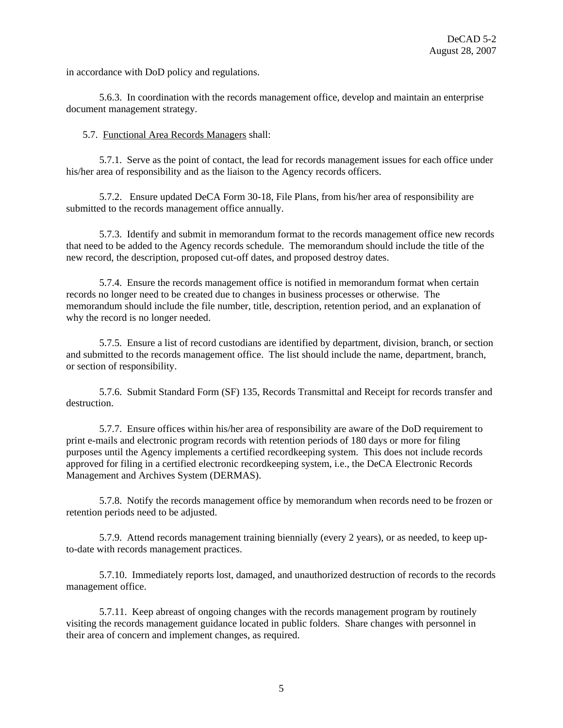in accordance with DoD policy and regulations.

5.6.3. In coordination with the records management office, develop and maintain an enterprise document management strategy.

5.7. Functional Area Records Managers shall:

5.7.1. Serve as the point of contact, the lead for records management issues for each office under his/her area of responsibility and as the liaison to the Agency records officers.

5.7.2. Ensure updated DeCA Form 30-18, File Plans, from his/her area of responsibility are submitted to the records management office annually.

5.7.3. Identify and submit in memorandum format to the records management office new records that need to be added to the Agency records schedule. The memorandum should include the title of the new record, the description, proposed cut-off dates, and proposed destroy dates.

5.7.4. Ensure the records management office is notified in memorandum format when certain records no longer need to be created due to changes in business processes or otherwise. The memorandum should include the file number, title, description, retention period, and an explanation of why the record is no longer needed.

5.7.5. Ensure a list of record custodians are identified by department, division, branch, or section and submitted to the records management office. The list should include the name, department, branch, or section of responsibility.

5.7.6. Submit Standard Form (SF) 135, Records Transmittal and Receipt for records transfer and destruction.

5.7.7. Ensure offices within his/her area of responsibility are aware of the DoD requirement to print e-mails and electronic program records with retention periods of 180 days or more for filing purposes until the Agency implements a certified recordkeeping system. This does not include records approved for filing in a certified electronic recordkeeping system, i.e., the DeCA Electronic Records Management and Archives System (DERMAS).

5.7.8. Notify the records management office by memorandum when records need to be frozen or retention periods need to be adjusted.

5.7.9. Attend records management training biennially (every 2 years), or as needed, to keep up-to-date with records management practices.

5.7.10. Immediately reports lost, damaged, and unauthorized destruction of records to the records management office.

5.7.11. Keep abreast of ongoing changes with the records management program by routinely visiting the records management guidance located in public folders. Share changes with personnel in their area of concern and implement changes, as required.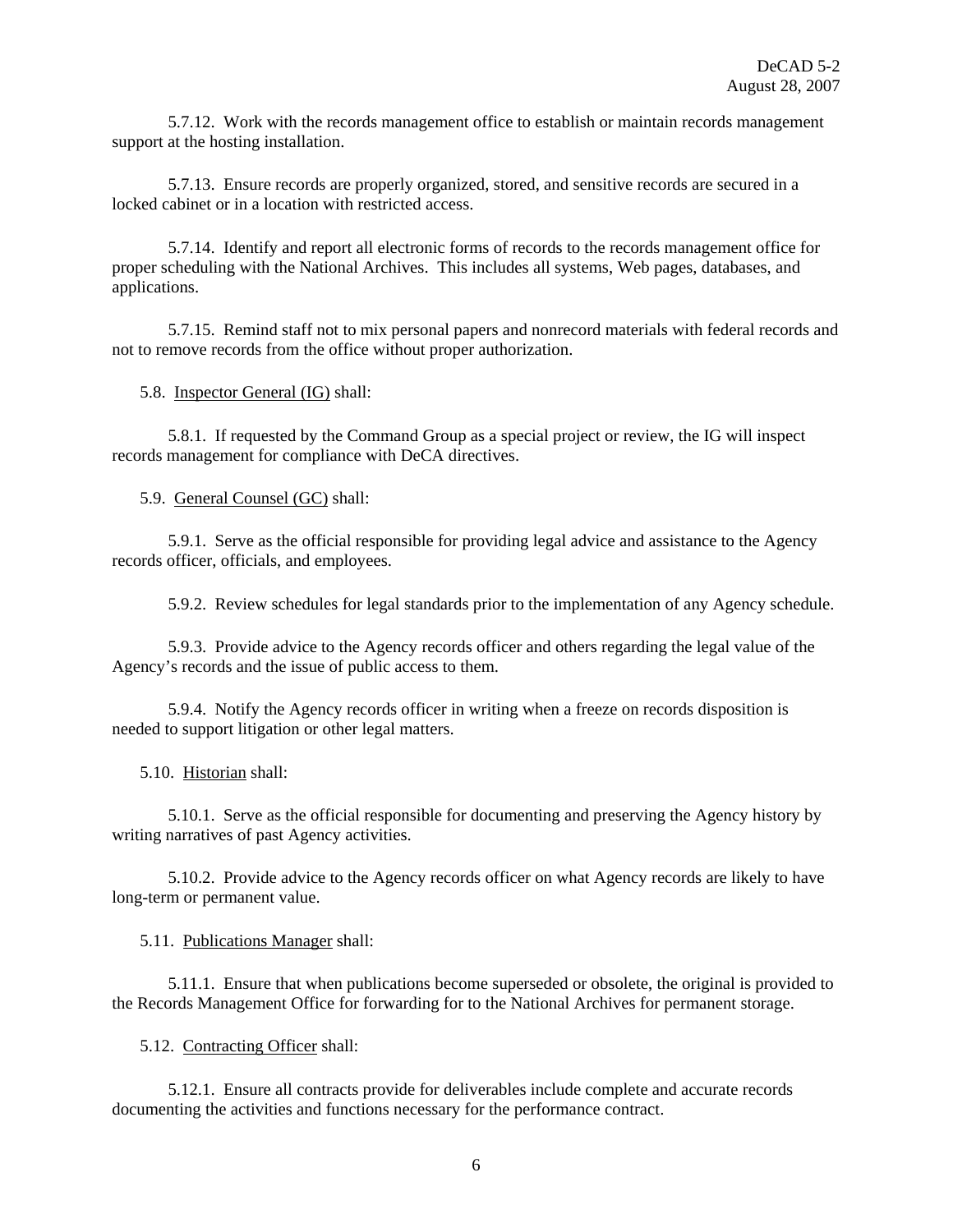5.7.12. Work with the records management office to establish or maintain records management support at the hosting installation.

5.7.13. Ensure records are properly organized, stored, and sensitive records are secured in a locked cabinet or in a location with restricted access.

5.7.14. Identify and report all electronic forms of records to the records management office for proper scheduling with the National Archives. This includes all systems, Web pages, databases, and applications.

5.7.15. Remind staff not to mix personal papers and nonrecord materials with federal records and not to remove records from the office without proper authorization.

5.8. <u>Inspector General (IG)</u> shall:

5.8.1. If requested by the Command Group as a special project or review, the IG will inspect records management for compliance with DeCA directives.

5.9. <u>General Counsel (GC)</u> shall:

5.9.1. Serve as the official responsible for providing legal advice and assistance to the Agency records officer, officials, and employees.

5.9.2. Review schedules for legal standards prior to the implementation of any Agency schedule.

5.9.3. Provide advice to the Agency records officer and others regarding the legal value of the Agency's records and the issue of public access to them.

5.9.4. Notify the Agency records officer in writing when a freeze on records disposition is needed to support litigation or other legal matters.

5.10. <u>Historian</u> shall:

5.10.1. Serve as the official responsible for documenting and preserving the Agency history by writing narratives of past Agency activities.

5.10.2. Provide advice to the Agency records officer on what Agency records are likely to have long-term or permanent value.

5.11. <u>Publications Manager</u> shall:

5.11.1. Ensure that when publications become superseded or obsolete, the original is provided to the Records Management Office for forwarding for to the National Archives for permanent storage.

5.12. <u>Contracting Officer</u> shall:

5.12.1. Ensure all contracts provide for deliverables include complete and accurate records documenting the activities and functions necessary for the performance contract.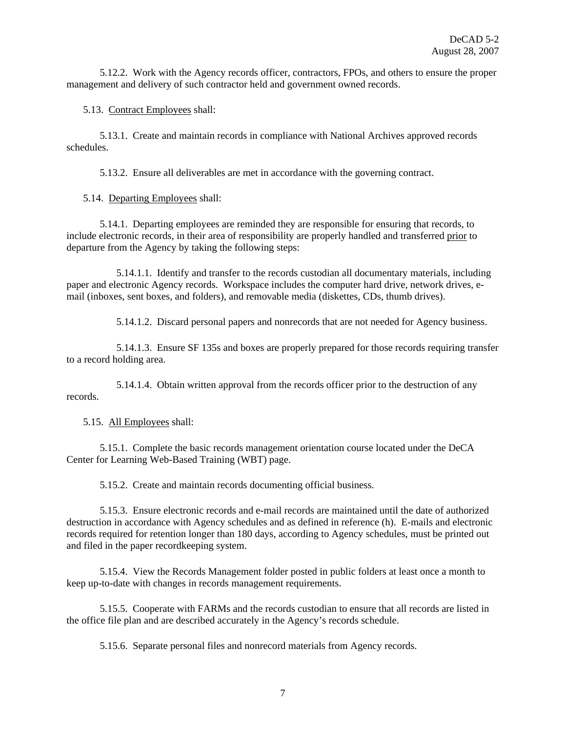5.12.2. Work with the Agency records officer, contractors, FPOs, and others to ensure the proper management and delivery of such contractor held and government owned records.

5.13. <u>Contract Employees</u> shall:

5.13.1. Create and maintain records in compliance with National Archives approved records schedules.

5.13.2. Ensure all deliverables are met in accordance with the governing contract.

5.14. <u>Departing Employees</u> shall:

5.14.1. Departing employees are reminded they are responsible for ensuring that records, to include electronic records, in their area of responsibility are properly handled and transferred <u>prior</u> to departure from the Agency by taking the following steps:

5.14.1.1. Identify and transfer to the records custodian all documentary materials, including paper and electronic Agency records. Workspace includes the computer hard drive, network drives, e-mail (inboxes, sent boxes, and folders), and removable media (diskettes, CDs, thumb drives).

5.14.1.2. Discard personal papers and nonrecords that are not needed for Agency business.

5.14.1.3. Ensure SF 135s and boxes are properly prepared for those records requiring transfer to a record holding area.

5.14.1.4. Obtain written approval from the records officer prior to the destruction of any records.

5.15. <u>All Employees</u> shall:

5.15.1. Complete the basic records management orientation course located under the DeCA Center for Learning Web-Based Training (WBT) page.

5.15.2. Create and maintain records documenting official business.

5.15.3. Ensure electronic records and e-mail records are maintained until the date of authorized destruction in accordance with Agency schedules and as defined in reference (h). E-mails and electronic records required for retention longer than 180 days, according to Agency schedules, must be printed out and filed in the paper recordkeeping system.

5.15.4. View the Records Management folder posted in public folders at least once a month to keep up-to-date with changes in records management requirements.

5.15.5. Cooperate with FARMs and the records custodian to ensure that all records are listed in the office file plan and are described accurately in the Agency's records schedule.

5.15.6. Separate personal files and nonrecord materials from Agency records.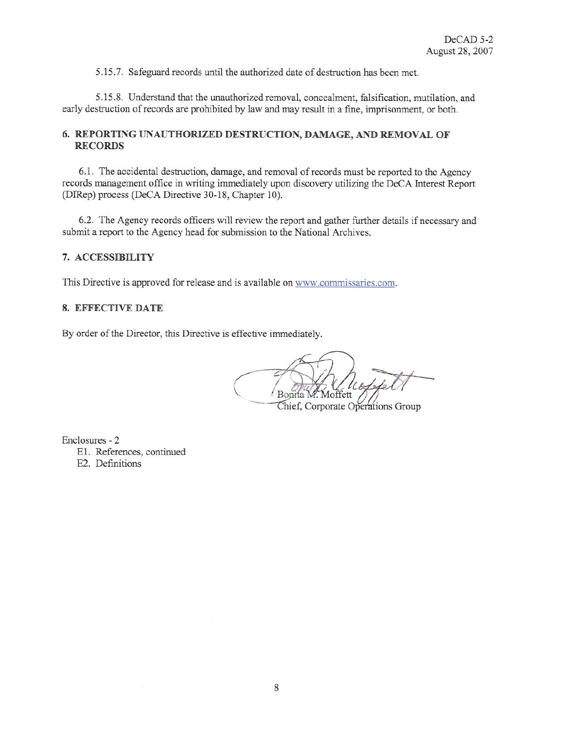5.15.7. Safeguard records until the authorized date of destruction has been met.

5.15.8. Understand that the unauthorized removal, concealment, falsification, mutilation, and early destruction of records are prohibited by law and may result in a fine, imprisonment, or both.

## 6. REPORTING UNAUTHORIZED DESTRUCTION, DAMAGE, AND REMOVAL OF RECORDS

6.1. The accidental destruction, damage, and removal of records must be reported to the Agency records management office in writing immediately upon discovery utilizing the DeCA Interest Report (DIRep) process (DeCA Directive 30-18, Chapter 10).

6.2. The Agency records officers will review the report and gather further details if necessary and submit a report to the Agency head for submission to the National Archives.

## 7. ACCESSIBILITY

This Directive is approved for release and is available on www.commissaries.com.

## 8. EFFECTIVE DATE

By order of the Director, this Directive is effective immediately.

Bonita M. Moffett
Chief, Corporate Operations Group

Enclosures - 2
- E1. References, continued
- E2. Definitions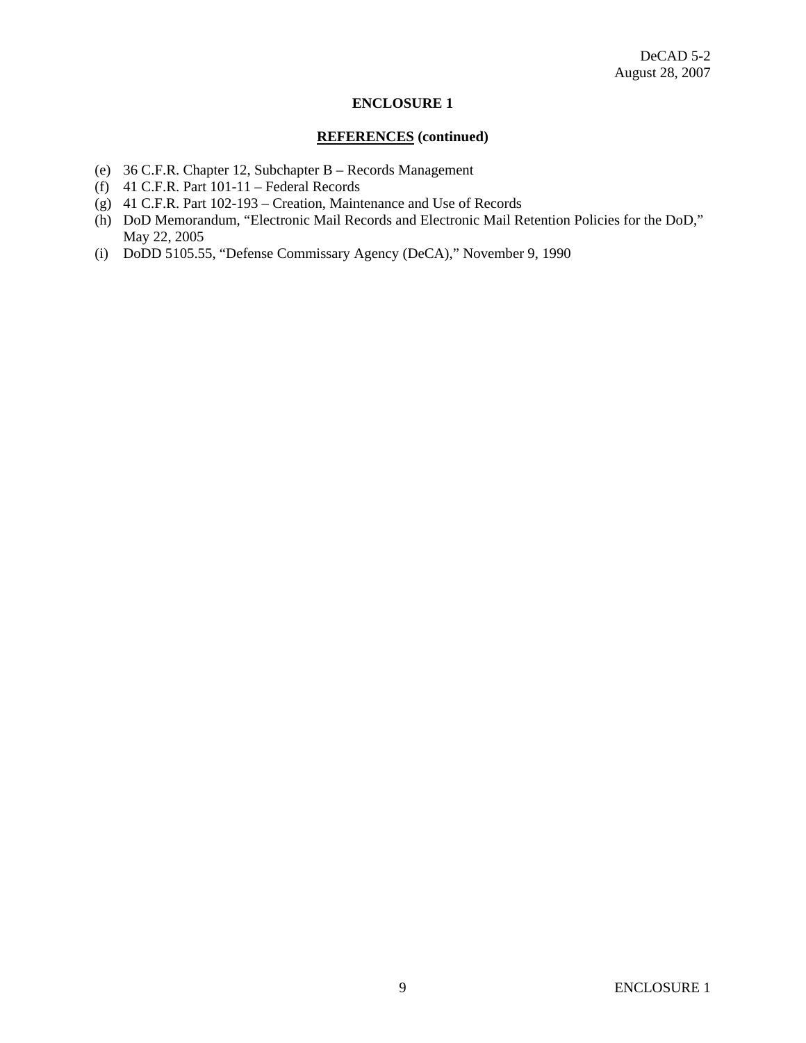## ENCLOSURE 1

### REFERENCES (continued)

(e) 36 C.F.R. Chapter 12, Subchapter B – Records Management
(f) 41 C.F.R. Part 101-11 – Federal Records
(g) 41 C.F.R. Part 102-193 – Creation, Maintenance and Use of Records
(h) DoD Memorandum, "Electronic Mail Records and Electronic Mail Retention Policies for the DoD," May 22, 2005
(i) DoDD 5105.55, "Defense Commissary Agency (DeCA)," November 9, 1990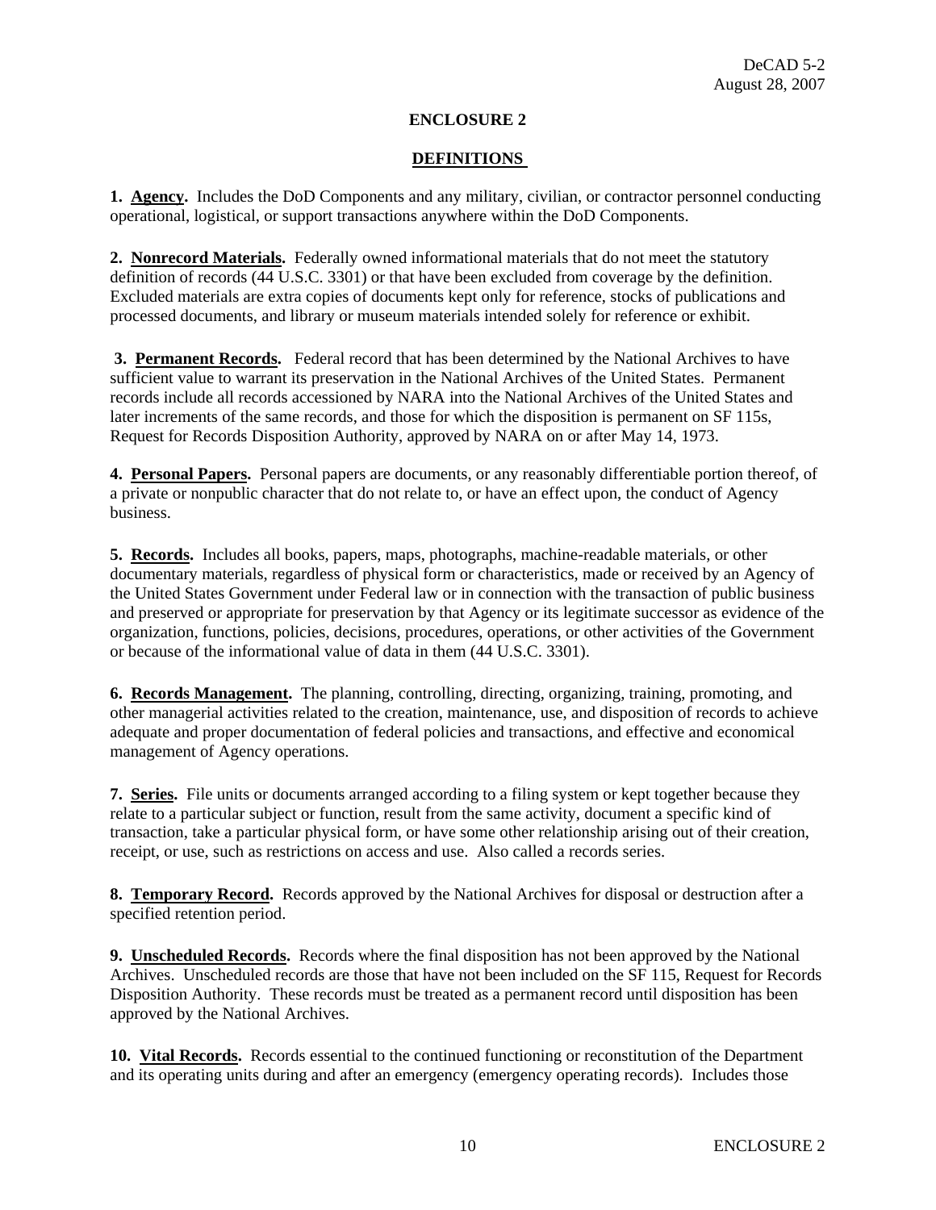## ENCLOSURE 2

## DEFINITIONS

**1. Agency.** Includes the DoD Components and any military, civilian, or contractor personnel conducting operational, logistical, or support transactions anywhere within the DoD Components.

**2. Nonrecord Materials.** Federally owned informational materials that do not meet the statutory definition of records (44 U.S.C. 3301) or that have been excluded from coverage by the definition. Excluded materials are extra copies of documents kept only for reference, stocks of publications and processed documents, and library or museum materials intended solely for reference or exhibit.

**3. Permanent Records.** Federal record that has been determined by the National Archives to have sufficient value to warrant its preservation in the National Archives of the United States. Permanent records include all records accessioned by NARA into the National Archives of the United States and later increments of the same records, and those for which the disposition is permanent on SF 115s, Request for Records Disposition Authority, approved by NARA on or after May 14, 1973.

**4. Personal Papers.** Personal papers are documents, or any reasonably differentiable portion thereof, of a private or nonpublic character that do not relate to, or have an effect upon, the conduct of Agency business.

**5. Records.** Includes all books, papers, maps, photographs, machine-readable materials, or other documentary materials, regardless of physical form or characteristics, made or received by an Agency of the United States Government under Federal law or in connection with the transaction of public business and preserved or appropriate for preservation by that Agency or its legitimate successor as evidence of the organization, functions, policies, decisions, procedures, operations, or other activities of the Government or because of the informational value of data in them (44 U.S.C. 3301).

**6. Records Management.** The planning, controlling, directing, organizing, training, promoting, and other managerial activities related to the creation, maintenance, use, and disposition of records to achieve adequate and proper documentation of federal policies and transactions, and effective and economical management of Agency operations.

**7. Series.** File units or documents arranged according to a filing system or kept together because they relate to a particular subject or function, result from the same activity, document a specific kind of transaction, take a particular physical form, or have some other relationship arising out of their creation, receipt, or use, such as restrictions on access and use. Also called a records series.

**8. Temporary Record.** Records approved by the National Archives for disposal or destruction after a specified retention period.

**9. Unscheduled Records.** Records where the final disposition has not been approved by the National Archives. Unscheduled records are those that have not been included on the SF 115, Request for Records Disposition Authority. These records must be treated as a permanent record until disposition has been approved by the National Archives.

**10. Vital Records.** Records essential to the continued functioning or reconstitution of the Department and its operating units during and after an emergency (emergency operating records). Includes those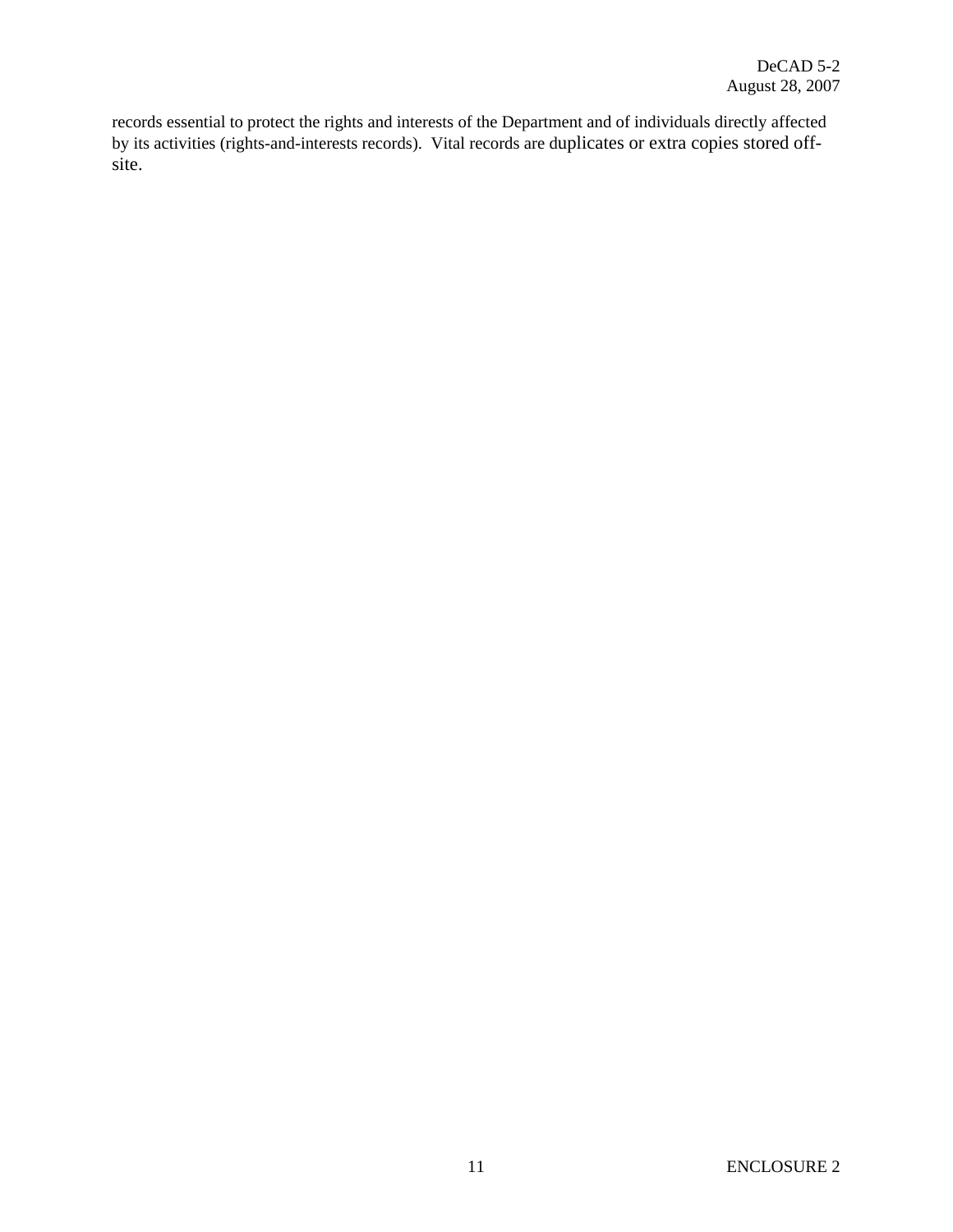records essential to protect the rights and interests of the Department and of individuals directly affected by its activities (rights-and-interests records). Vital records are duplicates or extra copies stored off-site.